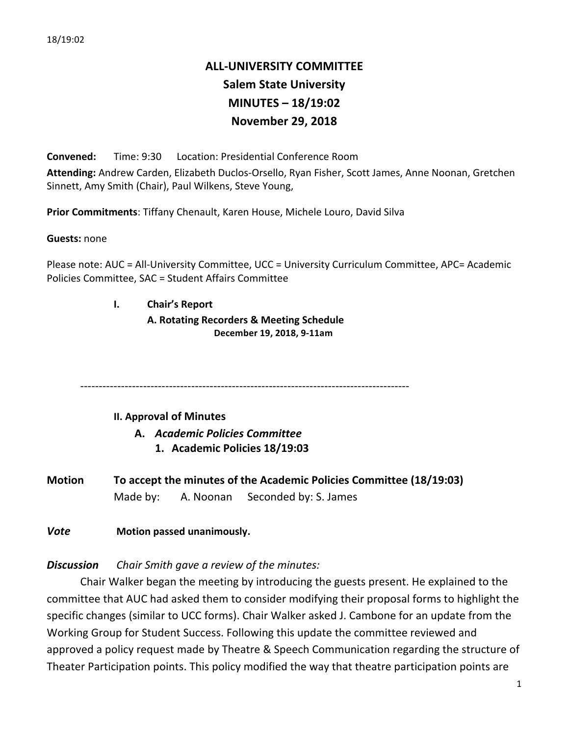**ALL-UNIVERSITY COMMITTEE**
**Salem State University**
**MINUTES – 18/19:02**
**November 29, 2018**

**Convened:** Time: 9:30 Location: Presidential Conference Room

**Attending:** Andrew Carden, Elizabeth Duclos-Orsello, Ryan Fisher, Scott James, Anne Noonan, Gretchen Sinnett, Amy Smith (Chair), Paul Wilkens, Steve Young,

**Prior Commitments**: Tiffany Chenault, Karen House, Michele Louro, David Silva

**Guests:** none

Please note: AUC = All-University Committee, UCC = University Curriculum Committee, APC= Academic Policies Committee, SAC = Student Affairs Committee

**I. Chair's Report**

**A. Rotating Recorders & Meeting Schedule**

**December 19, 2018, 9-11am**

---

**II. Approval of Minutes**

**A.** ***Academic Policies Committee***

**1. Academic Policies 18/19:03**

**Motion** **To accept the minutes of the Academic Policies Committee (18/19:03)**
Made by: A. Noonan Seconded by: S. James

***Vote*** **Motion passed unanimously.**

***Discussion*** *Chair Smith gave a review of the minutes:*

Chair Walker began the meeting by introducing the guests present. He explained to the committee that AUC had asked them to consider modifying their proposal forms to highlight the specific changes (similar to UCC forms). Chair Walker asked J. Cambone for an update from the Working Group for Student Success. Following this update the committee reviewed and approved a policy request made by Theatre & Speech Communication regarding the structure of Theater Participation points. This policy modified the way that theatre participation points are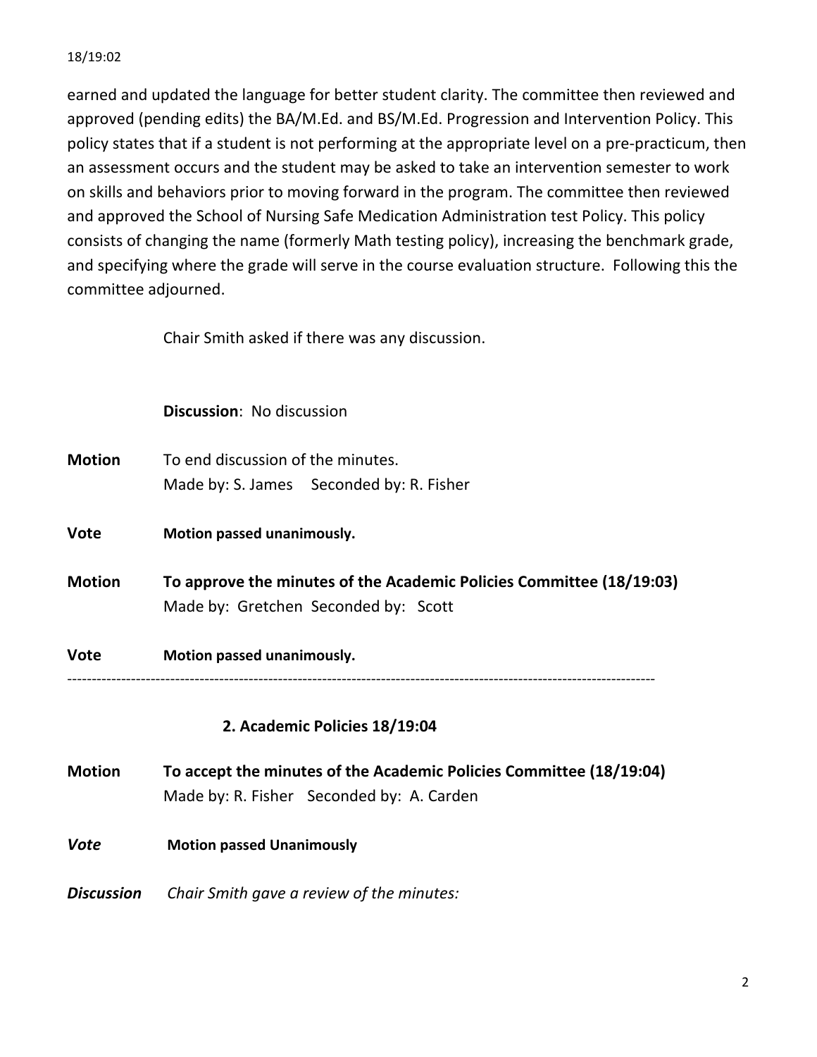earned and updated the language for better student clarity. The committee then reviewed and approved (pending edits) the BA/M.Ed. and BS/M.Ed. Progression and Intervention Policy. This policy states that if a student is not performing at the appropriate level on a pre-practicum, then an assessment occurs and the student may be asked to take an intervention semester to work on skills and behaviors prior to moving forward in the program. The committee then reviewed and approved the School of Nursing Safe Medication Administration test Policy. This policy consists of changing the name (formerly Math testing policy), increasing the benchmark grade, and specifying where the grade will serve in the course evaluation structure. Following this the committee adjourned.

Chair Smith asked if there was any discussion.

**Discussion**: No discussion

**Motion** To end discussion of the minutes.
Made by: S. James Seconded by: R. Fisher

**Vote** **Motion passed unanimously.**

**Motion** **To approve the minutes of the Academic Policies Committee (18/19:03)**
Made by: Gretchen Seconded by: Scott

**Vote** **Motion passed unanimously.**

---

## 2. Academic Policies 18/19:04

**Motion** **To accept the minutes of the Academic Policies Committee (18/19:04)**
Made by: R. Fisher Seconded by: A. Carden

***Vote*** **Motion passed Unanimously**

***Discussion*** *Chair Smith gave a review of the minutes:*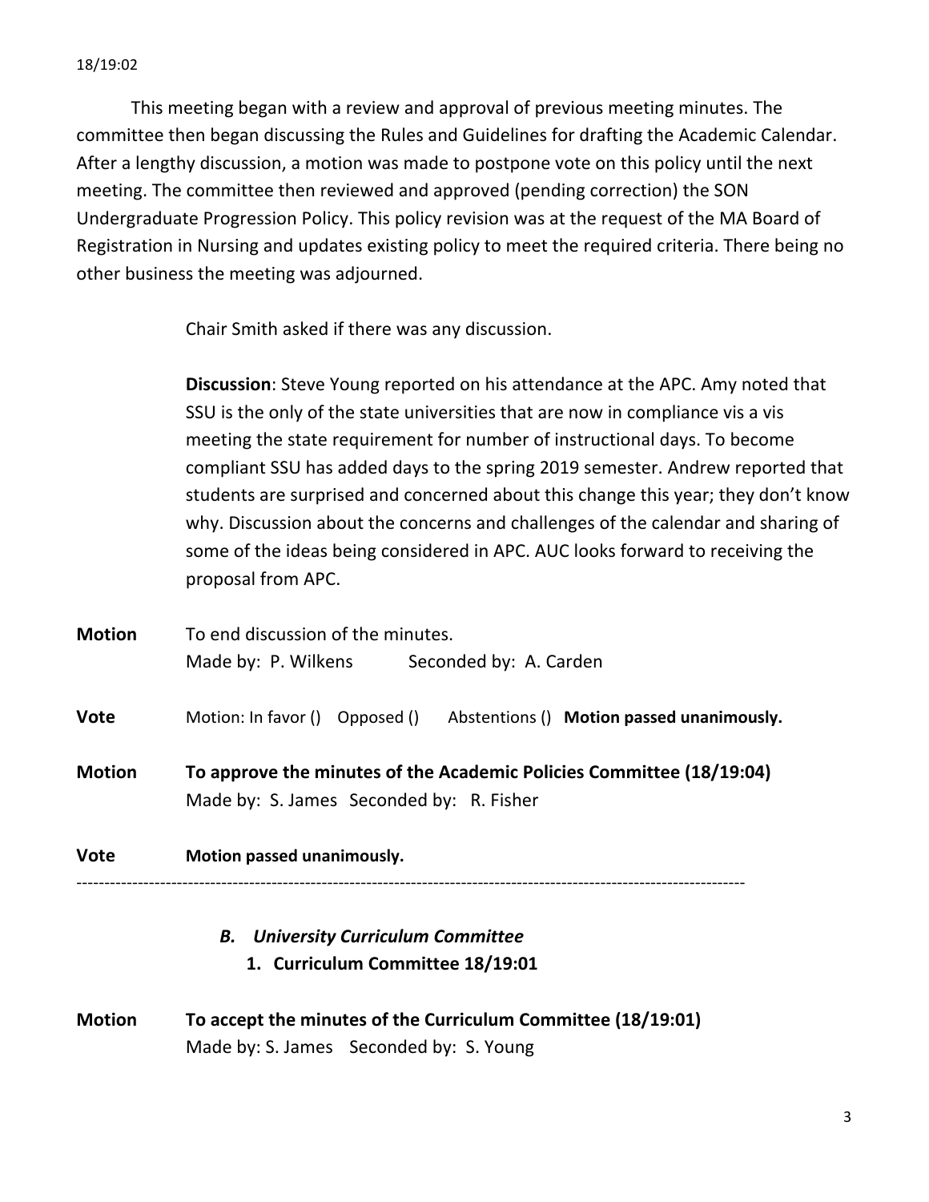18/19:02

This meeting began with a review and approval of previous meeting minutes. The committee then began discussing the Rules and Guidelines for drafting the Academic Calendar. After a lengthy discussion, a motion was made to postpone vote on this policy until the next meeting. The committee then reviewed and approved (pending correction) the SON Undergraduate Progression Policy. This policy revision was at the request of the MA Board of Registration in Nursing and updates existing policy to meet the required criteria. There being no other business the meeting was adjourned.

Chair Smith asked if there was any discussion.

**Discussion**: Steve Young reported on his attendance at the APC. Amy noted that SSU is the only of the state universities that are now in compliance vis a vis meeting the state requirement for number of instructional days. To become compliant SSU has added days to the spring 2019 semester. Andrew reported that students are surprised and concerned about this change this year; they don't know why. Discussion about the concerns and challenges of the calendar and sharing of some of the ideas being considered in APC. AUC looks forward to receiving the proposal from APC.

**Motion** To end discussion of the minutes.
Made by: P. Wilkens Seconded by: A. Carden

**Vote** Motion: In favor () Opposed () Abstentions () **Motion passed unanimously.**

**Motion** **To approve the minutes of the Academic Policies Committee (18/19:04)**
Made by: S. James Seconded by: R. Fisher

**Vote** **Motion passed unanimously.**

---

### *B. University Curriculum Committee*

**1. Curriculum Committee 18/19:01**

**Motion** **To accept the minutes of the Curriculum Committee (18/19:01)**
Made by: S. James Seconded by: S. Young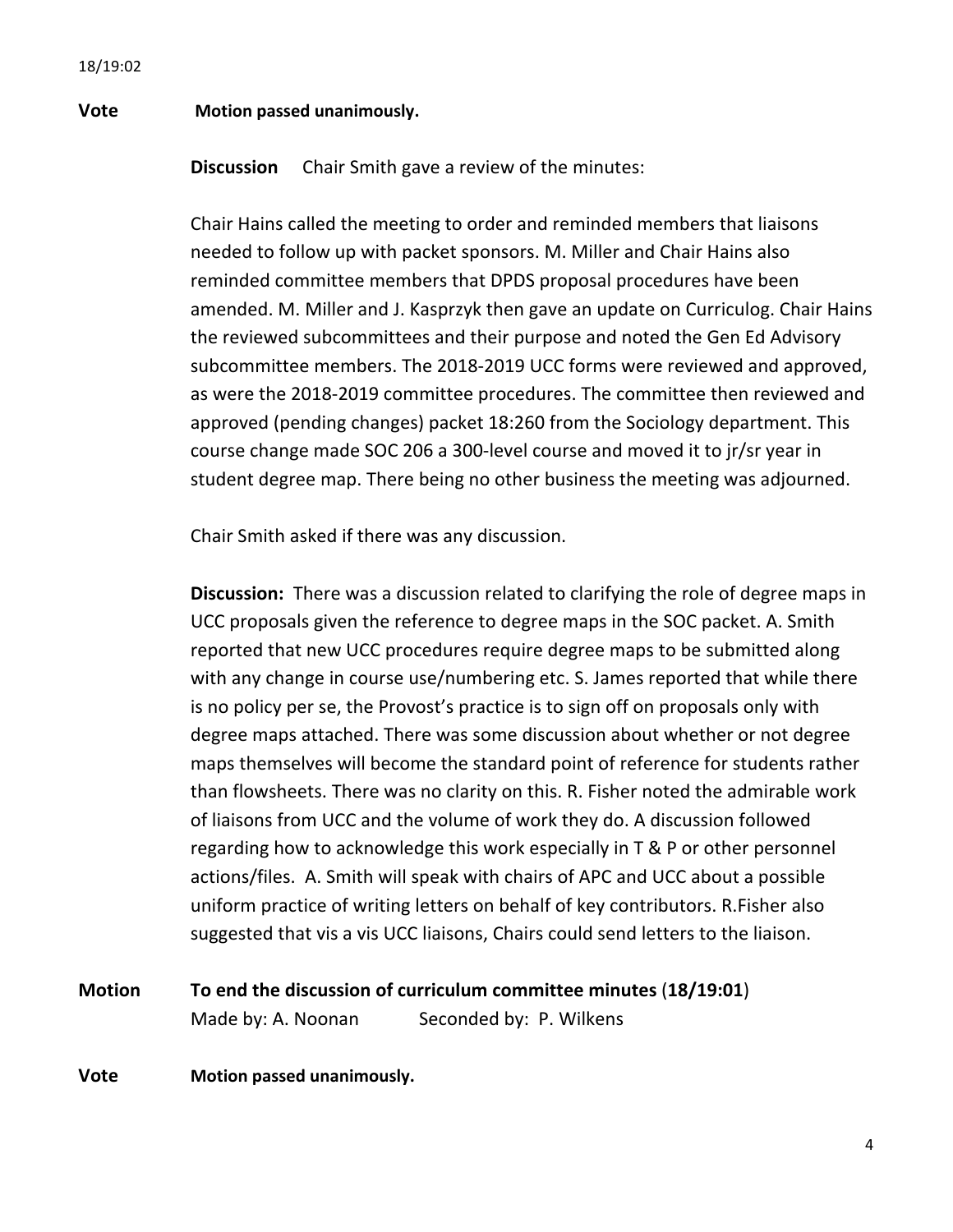18/19:02

**Vote** **Motion passed unanimously.**

**Discussion** Chair Smith gave a review of the minutes:

Chair Hains called the meeting to order and reminded members that liaisons needed to follow up with packet sponsors. M. Miller and Chair Hains also reminded committee members that DPDS proposal procedures have been amended. M. Miller and J. Kasprzyk then gave an update on Curriculog. Chair Hains the reviewed subcommittees and their purpose and noted the Gen Ed Advisory subcommittee members. The 2018-2019 UCC forms were reviewed and approved, as were the 2018-2019 committee procedures. The committee then reviewed and approved (pending changes) packet 18:260 from the Sociology department. This course change made SOC 206 a 300-level course and moved it to jr/sr year in student degree map. There being no other business the meeting was adjourned.

Chair Smith asked if there was any discussion.

**Discussion:** There was a discussion related to clarifying the role of degree maps in UCC proposals given the reference to degree maps in the SOC packet. A. Smith reported that new UCC procedures require degree maps to be submitted along with any change in course use/numbering etc. S. James reported that while there is no policy per se, the Provost's practice is to sign off on proposals only with degree maps attached. There was some discussion about whether or not degree maps themselves will become the standard point of reference for students rather than flowsheets. There was no clarity on this. R. Fisher noted the admirable work of liaisons from UCC and the volume of work they do. A discussion followed regarding how to acknowledge this work especially in T & P or other personnel actions/files. A. Smith will speak with chairs of APC and UCC about a possible uniform practice of writing letters on behalf of key contributors. R.Fisher also suggested that vis a vis UCC liaisons, Chairs could send letters to the liaison.

**Motion** **To end the discussion of curriculum committee minutes (18/19:01)**
Made by: A. Noonan Seconded by: P. Wilkens

**Vote** **Motion passed unanimously.**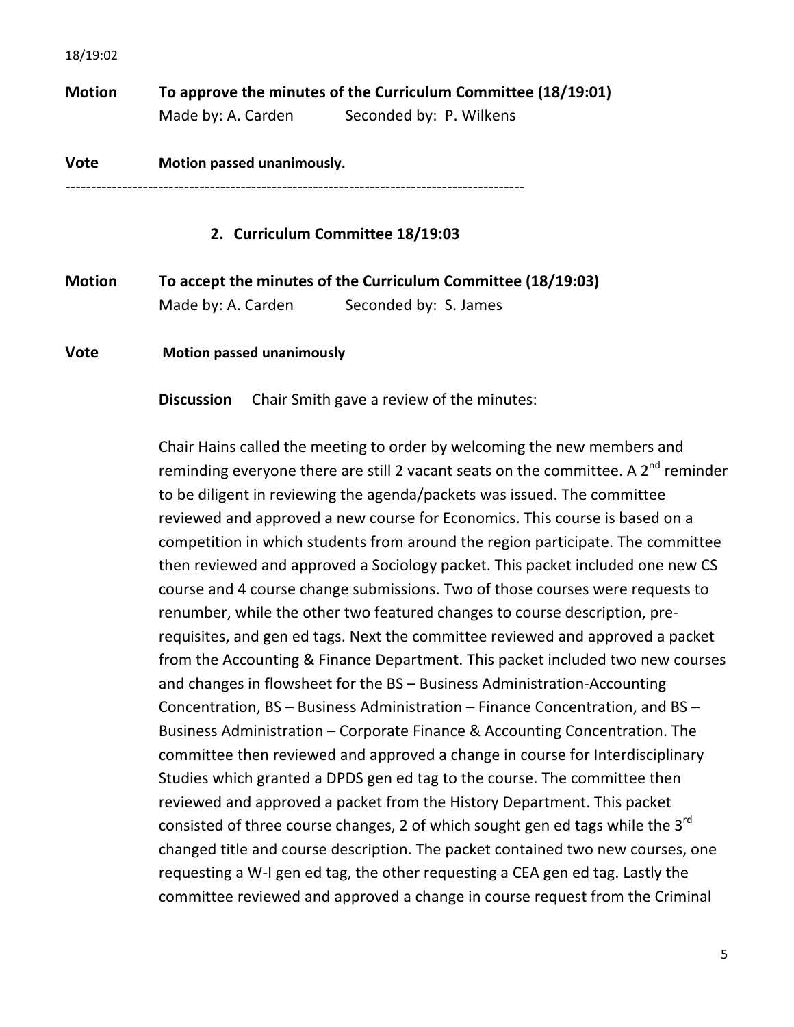18/19:02

**Motion** **To approve the minutes of the Curriculum Committee (18/19:01)**
Made by: A. Carden Seconded by: P. Wilkens

**Vote** **Motion passed unanimously.**

---

### 2. Curriculum Committee 18/19:03

**Motion** **To accept the minutes of the Curriculum Committee (18/19:03)**
Made by: A. Carden Seconded by: S. James

**Vote** **Motion passed unanimously**

**Discussion** Chair Smith gave a review of the minutes:

Chair Hains called the meeting to order by welcoming the new members and reminding everyone there are still 2 vacant seats on the committee. A 2nd reminder to be diligent in reviewing the agenda/packets was issued. The committee reviewed and approved a new course for Economics. This course is based on a competition in which students from around the region participate. The committee then reviewed and approved a Sociology packet. This packet included one new CS course and 4 course change submissions. Two of those courses were requests to renumber, while the other two featured changes to course description, pre-requisites, and gen ed tags. Next the committee reviewed and approved a packet from the Accounting & Finance Department. This packet included two new courses and changes in flowsheet for the BS – Business Administration-Accounting Concentration, BS – Business Administration – Finance Concentration, and BS – Business Administration – Corporate Finance & Accounting Concentration. The committee then reviewed and approved a change in course for Interdisciplinary Studies which granted a DPDS gen ed tag to the course. The committee then reviewed and approved a packet from the History Department. This packet consisted of three course changes, 2 of which sought gen ed tags while the 3rd changed title and course description. The packet contained two new courses, one requesting a W-I gen ed tag, the other requesting a CEA gen ed tag. Lastly the committee reviewed and approved a change in course request from the Criminal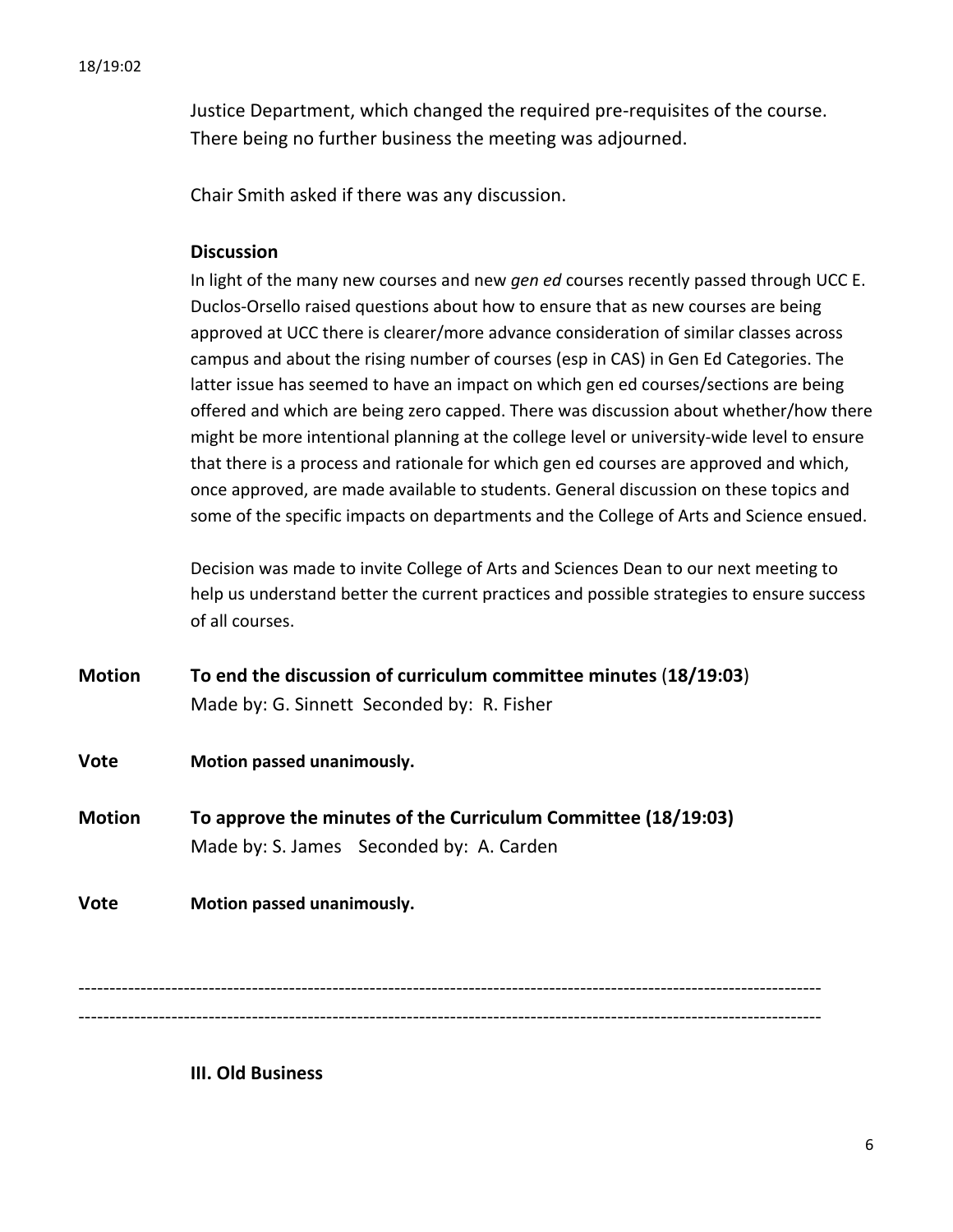Justice Department, which changed the required pre-requisites of the course. There being no further business the meeting was adjourned.

Chair Smith asked if there was any discussion.

**Discussion**

In light of the many new courses and new *gen ed* courses recently passed through UCC E. Duclos-Orsello raised questions about how to ensure that as new courses are being approved at UCC there is clearer/more advance consideration of similar classes across campus and about the rising number of courses (esp in CAS) in Gen Ed Categories. The latter issue has seemed to have an impact on which gen ed courses/sections are being offered and which are being zero capped. There was discussion about whether/how there might be more intentional planning at the college level or university-wide level to ensure that there is a process and rationale for which gen ed courses are approved and which, once approved, are made available to students. General discussion on these topics and some of the specific impacts on departments and the College of Arts and Science ensued.

Decision was made to invite College of Arts and Sciences Dean to our next meeting to help us understand better the current practices and possible strategies to ensure success of all courses.

**Motion** **To end the discussion of curriculum committee minutes (18/19:03)**
Made by: G. Sinnett Seconded by: R. Fisher

**Vote** **Motion passed unanimously.**

**Motion** **To approve the minutes of the Curriculum Committee (18/19:03)**
Made by: S. James Seconded by: A. Carden

**Vote** **Motion passed unanimously.**

---

---

**III. Old Business**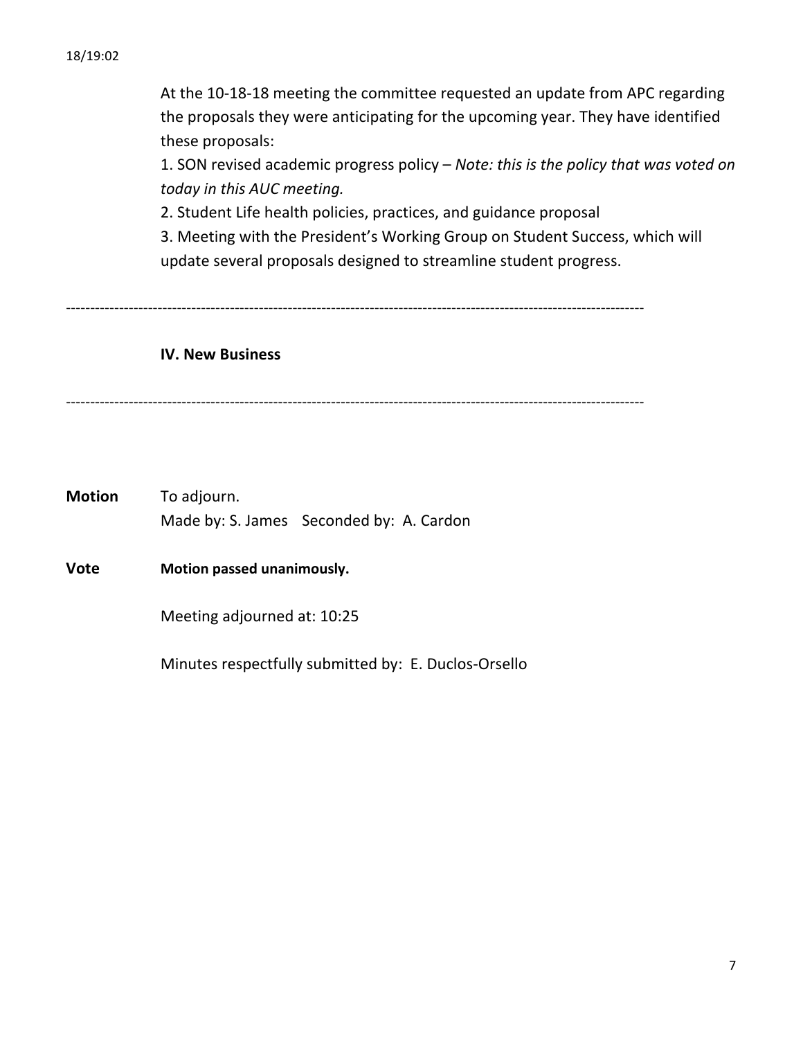At the 10-18-18 meeting the committee requested an update from APC regarding the proposals they were anticipating for the upcoming year. They have identified these proposals:

1. SON revised academic progress policy – *Note: this is the policy that was voted on today in this AUC meeting.*
2. Student Life health policies, practices, and guidance proposal
3. Meeting with the President's Working Group on Student Success, which will update several proposals designed to streamline student progress.

---

**IV. New Business**

---

**Motion** To adjourn.
Made by: S. James Seconded by: A. Cardon

**Vote** **Motion passed unanimously.**

Meeting adjourned at: 10:25

Minutes respectfully submitted by: E. Duclos-Orsello